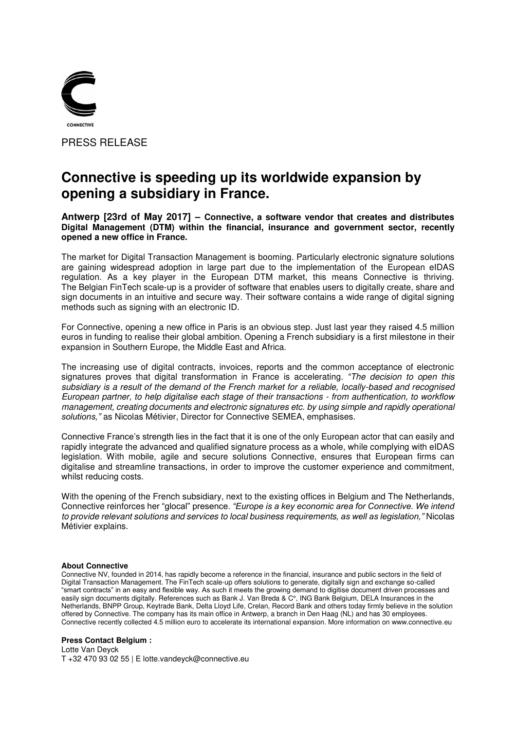CONNECTIVE

PRESS RELEASE

# Connective is speeding up its worldwide expansion by opening a subsidiary in France.

**Antwerp [23rd of May 2017] – Connective, a software vendor that creates and distributes Digital Management (DTM) within the financial, insurance and government sector, recently opened a new office in France.**

The market for Digital Transaction Management is booming. Particularly electronic signature solutions are gaining widespread adoption in large part due to the implementation of the European eIDAS regulation. As a key player in the European DTM market, this means Connective is thriving. The Belgian FinTech scale-up is a provider of software that enables users to digitally create, share and sign documents in an intuitive and secure way. Their software contains a wide range of digital signing methods such as signing with an electronic ID.

For Connective, opening a new office in Paris is an obvious step. Just last year they raised 4.5 million euros in funding to realise their global ambition. Opening a French subsidiary is a first milestone in their expansion in Southern Europe, the Middle East and Africa.

The increasing use of digital contracts, invoices, reports and the common acceptance of electronic signatures proves that digital transformation in France is accelerating. *"The decision to open this subsidiary is a result of the demand of the French market for a reliable, locally-based and recognised European partner, to help digitalise each stage of their transactions - from authentication, to workflow management, creating documents and electronic signatures etc. by using simple and rapidly operational solutions,"* as Nicolas Métivier, Director for Connective SEMEA, emphasises.

Connective France's strength lies in the fact that it is one of the only European actor that can easily and rapidly integrate the advanced and qualified signature process as a whole, while complying with eIDAS legislation. With mobile, agile and secure solutions Connective, ensures that European firms can digitalise and streamline transactions, in order to improve the customer experience and commitment, whilst reducing costs.

With the opening of the French subsidiary, next to the existing offices in Belgium and The Netherlands, Connective reinforces her "glocal" presence. *"Europe is a key economic area for Connective. We intend to provide relevant solutions and services to local business requirements, as well as legislation,"* Nicolas Métivier explains.

**About Connective**

Connective NV, founded in 2014, has rapidly become a reference in the financial, insurance and public sectors in the field of Digital Transaction Management. The FinTech scale-up offers solutions to generate, digitally sign and exchange so-called "smart contracts" in an easy and flexible way. As such it meets the growing demand to digitise document driven processes and easily sign documents digitally. References such as Bank J. Van Breda & C°, ING Bank Belgium, DELA Insurances in the Netherlands, BNPP Group, Keytrade Bank, Delta Lloyd Life, Crelan, Record Bank and others today firmly believe in the solution offered by Connective. The company has its main office in Antwerp, a branch in Den Haag (NL) and has 30 employees. Connective recently collected 4.5 million euro to accelerate its international expansion. More information on www.connective.eu

**Press Contact Belgium :**
Lotte Van Deyck
T +32 470 93 02 55 | E lotte.vandeyck@connective.eu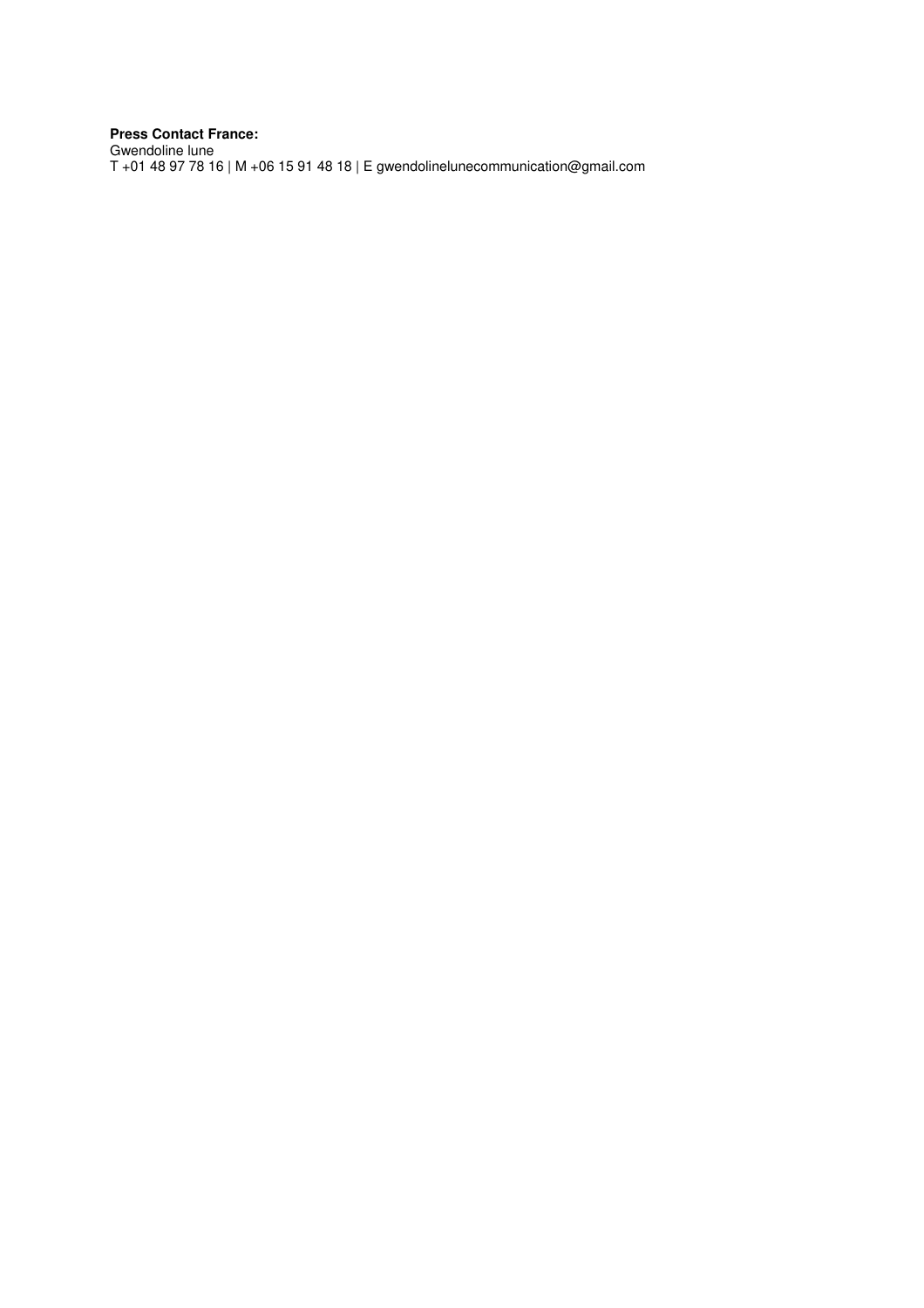**Press Contact France:**
Gwendoline lune
T +01 48 97 78 16 | M +06 15 91 48 18 | E gwendolinelunecommunication@gmail.com